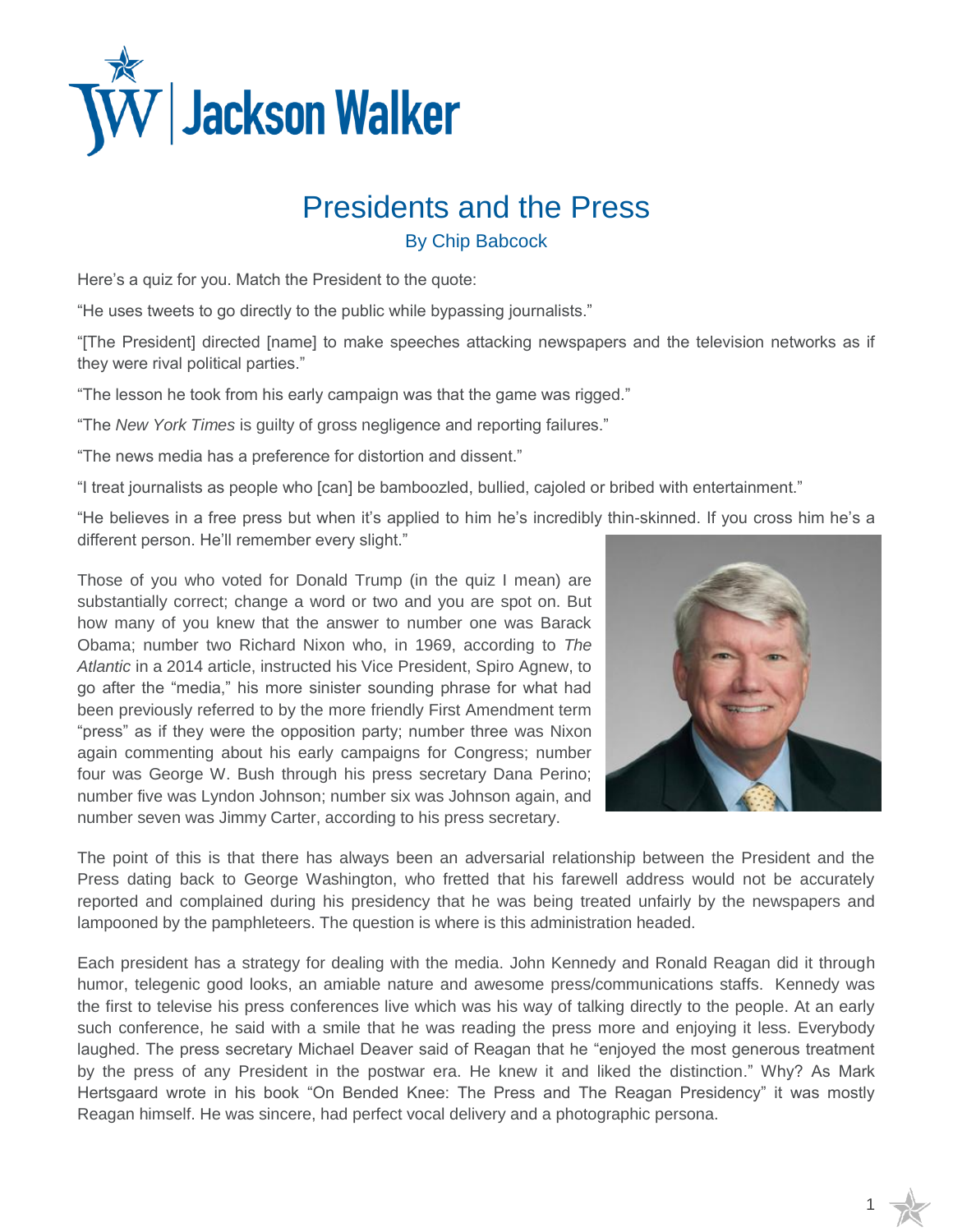# Presents and the Press

By Chip Babcock

Here's a quiz for you. Match the President to the quote:

"He uses tweets to go directly to the public while bypassing journalists."

"[The President] directed [name] to make speeches attacking newspapers and the television networks as if they were rival political parties."

"The lesson he took from his early campaign was that the game was rigged."

"The *New York Times* is guilty of gross negligence and reporting failures."

"The news media has a preference for distortion and dissent."

"I treat journalists as people who [can] be bamboozled, bullied, cajoled or bribed with entertainment."

"He believes in a free press but when it's applied to him he's incredibly thin-skinned. If you cross him he's a different person. He'll remember every slight."

Those of you who voted for Donald Trump (in the quiz I mean) are substantially correct; change a word or two and you are spot on. But how many of you knew that the answer to number one was Barack Obama; number two Richard Nixon who, in 1969, according to *The Atlantic* in a 2014 article, instructed his Vice President, Spiro Agnew, to go after the "media," his more sinister sounding phrase for what had been previously referred to by the more friendly First Amendment term "press" as if they were the opposition party; number three was Nixon again commenting about his early campaigns for Congress; number four was George W. Bush through his press secretary Dana Perino; number five was Lyndon Johnson; number six was Johnson again, and number seven was Jimmy Carter, according to his press secretary.

The point of this is that there has always been an adversarial relationship between the President and the Press dating back to George Washington, who fretted that his farewell address would not be accurately reported and complained during his presidency that he was being treated unfairly by the newspapers and lampooned by the pamphleteers. The question is where is this administration headed.

Each president has a strategy for dealing with the media. John Kennedy and Ronald Reagan did it through humor, telegenic good looks, an amiable nature and awesome press/communications staffs. Kennedy was the first to televise his press conferences live which was his way of talking directly to the people. At an early such conference, he said with a smile that he was reading the press more and enjoying it less. Everybody laughed. The press secretary Michael Deaver said of Reagan that he "enjoyed the most generous treatment by the press of any President in the postwar era. He knew it and liked the distinction." Why? As Mark Hertsgaard wrote in his book "On Bended Knee: The Press and The Reagan Presidency" it was mostly Reagan himself. He was sincere, had perfect vocal delivery and a photographic persona.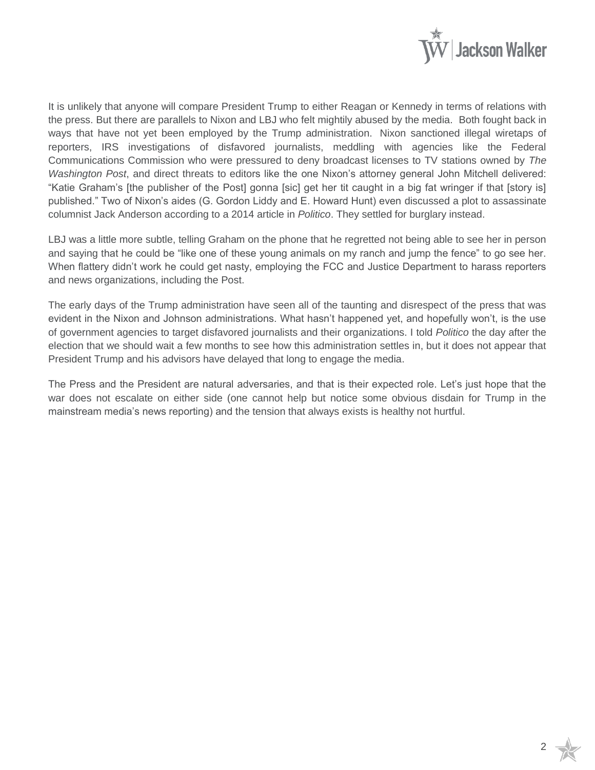It is unlikely that anyone will compare President Trump to either Reagan or Kennedy in terms of relations with the press. But there are parallels to Nixon and LBJ who felt mightily abused by the media. Both fought back in ways that have not yet been employed by the Trump administration. Nixon sanctioned illegal wiretaps of reporters, IRS investigations of disfavored journalists, meddling with agencies like the Federal Communications Commission who were pressured to deny broadcast licenses to TV stations owned by *The Washington Post*, and direct threats to editors like the one Nixon's attorney general John Mitchell delivered: "Katie Graham's [the publisher of the Post] gonna [sic] get her tit caught in a big fat wringer if that [story is] published." Two of Nixon's aides (G. Gordon Liddy and E. Howard Hunt) even discussed a plot to assassinate columnist Jack Anderson according to a 2014 article in *Politico*. They settled for burglary instead.

LBJ was a little more subtle, telling Graham on the phone that he regretted not being able to see her in person and saying that he could be "like one of these young animals on my ranch and jump the fence" to go see her. When flattery didn't work he could get nasty, employing the FCC and Justice Department to harass reporters and news organizations, including the Post.

The early days of the Trump administration have seen all of the taunting and disrespect of the press that was evident in the Nixon and Johnson administrations. What hasn't happened yet, and hopefully won't, is the use of government agencies to target disfavored journalists and their organizations. I told *Politico* the day after the election that we should wait a few months to see how this administration settles in, but it does not appear that President Trump and his advisors have delayed that long to engage the media.

The Press and the President are natural adversaries, and that is their expected role. Let's just hope that the war does not escalate on either side (one cannot help but notice some obvious disdain for Trump in the mainstream media's news reporting) and the tension that always exists is healthy not hurtful.